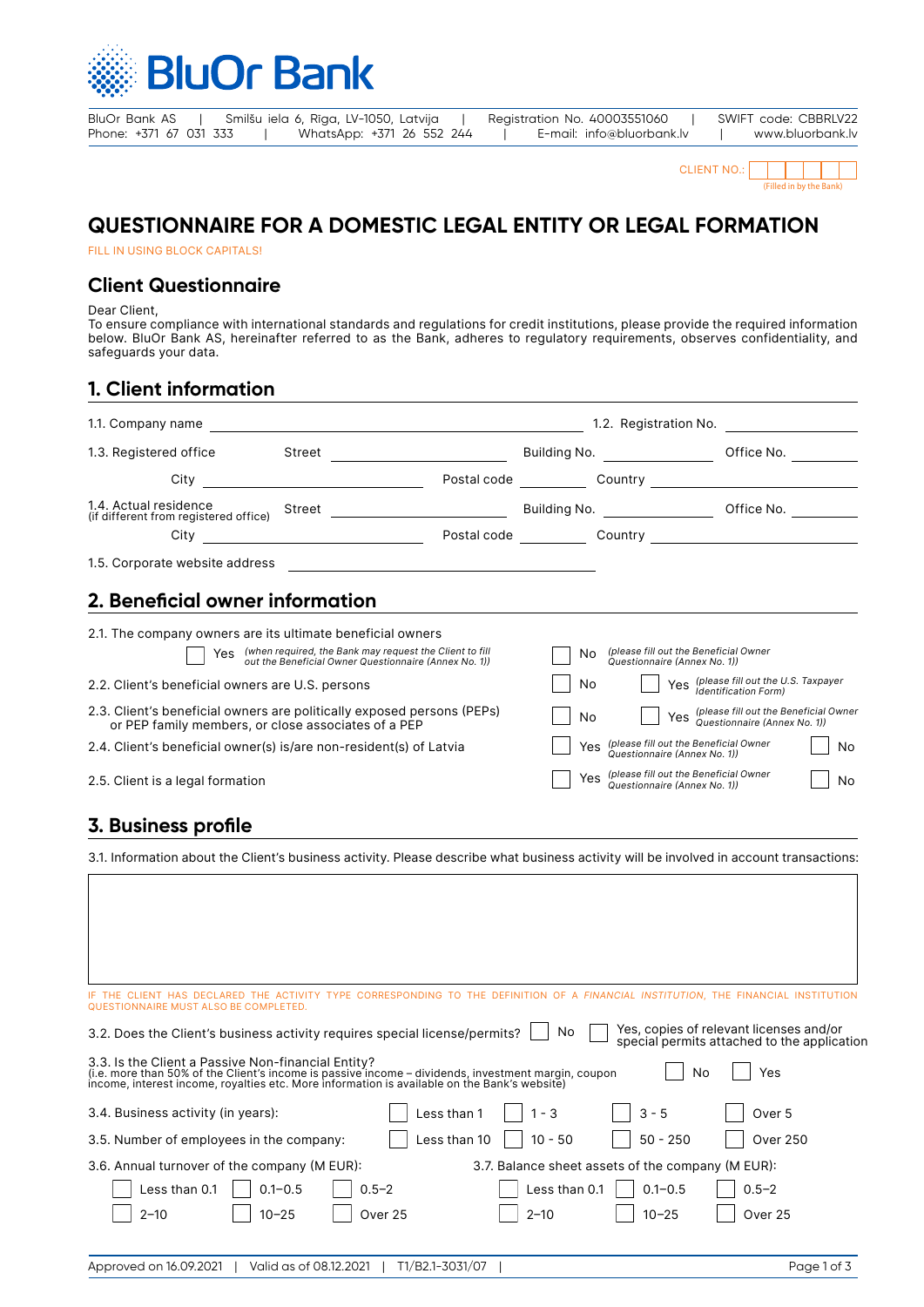# BluOr Bank

BluOr Bank AS | Smilšu iela 6, Rīga, LV-1050, Latvija | Registration No. 40003551060 | SWIFT code: CBBRLV22
Phone: +371 67 031 333 | WhatsApp: +371 26 552 244 | E-mail: info@bluorbank.lv | www.bluorbank.lv

CLIENT NO.: ☐☐☐☐☐☐ (Filled in by the Bank)

# QUESTIONNAIRE FOR A DOMESTIC LEGAL ENTITY OR LEGAL FORMATION

FILL IN USING BLOCK CAPITALS!

## Client Questionnaire

Dear Client,
To ensure compliance with international standards and regulations for credit institutions, please provide the required information below. BluOr Bank AS, hereinafter referred to as the Bank, adheres to regulatory requirements, observes confidentiality, and safeguards your data.

## 1. Client information

1.1. Company name ______________________ 1.2. Registration No. ______________

1.3. Registered office Street ______________ Building No. ________ Office No. ______
City ______________ Postal code ________ Country ______________

1.4. Actual residence (if different from registered office) Street ______________ Building No. ________ Office No. ______
City ______________ Postal code ________ Country ______________

1.5. Corporate website address ______________________

## 2. Beneficial owner information

2.1. The company owners are its ultimate beneficial owners
☐ Yes *(when required, the Bank may request the Client to fill out the Beneficial Owner Questionnaire (Annex No. 1))* ☐ No *(please fill out the Beneficial Owner Questionnaire (Annex No. 1))*

2.2. Client's beneficial owners are U.S. persons ☐ No ☐ Yes *(please fill out the U.S. Taxpayer Identification Form)*

2.3. Client's beneficial owners are politically exposed persons (PEPs) or PEP family members, or close associates of a PEP ☐ No ☐ Yes *(please fill out the Beneficial Owner Questionnaire (Annex No. 1))*

2.4. Client's beneficial owner(s) is/are non-resident(s) of Latvia ☐ Yes *(please fill out the Beneficial Owner Questionnaire (Annex No. 1))* ☐ No

2.5. Client is a legal formation ☐ Yes *(please fill out the Beneficial Owner Questionnaire (Annex No. 1))* ☐ No

## 3. Business profile

3.1. Information about the Client's business activity. Please describe what business activity will be involved in account transactions:

______________________________________________

IF THE CLIENT HAS DECLARED THE ACTIVITY TYPE CORRESPONDING TO THE DEFINITION OF A *FINANCIAL INSTITUTION*, THE FINANCIAL INSTITUTION QUESTIONNAIRE MUST ALSO BE COMPLETED.

3.2. Does the Client's business activity requires special license/permits? ☐ No ☐ Yes, copies of relevant licenses and/or special permits attached to the application

3.3. Is the Client a Passive Non-financial Entity?
(i.e. more than 50% of the Client's income is passive income – dividends, investment margin, coupon income, interest income, royalties etc. More information is available on the Bank's website) ☐ No ☐ Yes

3.4. Business activity (in years): ☐ Less than 1 ☐ 1 - 3 ☐ 3 - 5 ☐ Over 5

3.5. Number of employees in the company: ☐ Less than 10 ☐ 10 - 50 ☐ 50 - 250 ☐ Over 250

3.6. Annual turnover of the company (M EUR):
☐ Less than 0.1 ☐ 0.1–0.5 ☐ 0.5–2
☐ 2–10 ☐ 10–25 ☐ Over 25

3.7. Balance sheet assets of the company (M EUR):
☐ Less than 0.1 ☐ 0.1–0.5 ☐ 0.5–2
☐ 2–10 ☐ 10–25 ☐ Over 25

Approved on 16.09.2021 | Valid as of 08.12.2021 | T1/B2.1-3031/07 |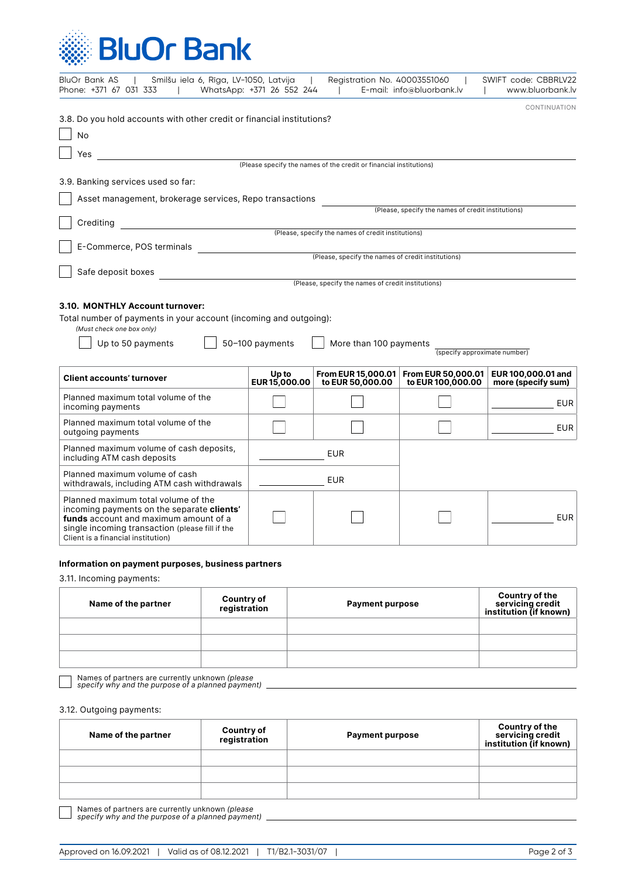**BluOr Bank**

BluOr Bank AS | Smilšu iela 6, Rīga, LV-1050, Latvija | Registration No. 40003551060 | SWIFT code: CBBRLV22
Phone: +371 67 031 333 | WhatsApp: +371 26 552 244 | E-mail: info@bluorbank.lv | www.bluorbank.lv

CONTINUATION

3.8. Do you hold accounts with other credit or financial institutions?

☐ No

☐ Yes ______________________________
(Please specify the names of the credit or financial institutions)

3.9. Banking services used so far:

☐ Asset management, brokerage services, Repo transactions ______________________________
(Please, specify the names of credit institutions)

☐ Crediting ______________________________
(Please, specify the names of credit institutions)

☐ E-Commerce, POS terminals ______________________________
(Please, specify the names of credit institutions)

☐ Safe deposit boxes ______________________________
(Please, specify the names of credit institutions)

**3.10. MONTHLY Account turnover:**

Total number of payments in your account (incoming and outgoing):
*(Must check one box only)*

☐ Up to 50 payments ☐ 50–100 payments ☐ More than 100 payments ______________
(specify approximate number)

| Client accounts' turnover | Up to EUR 15,000.00 | From EUR 15,000.01 to EUR 50,000.00 | From EUR 50,000.01 to EUR 100,000.00 | EUR 100,000.01 and more (specify sum) |
|---|---|---|---|---|
| Planned maximum total volume of the incoming payments | ☐ | ☐ | ☐ | ________ EUR |
| Planned maximum total volume of the outgoing payments | ☐ | ☐ | ☐ | ________ EUR |
| Planned maximum volume of cash deposits, including ATM cash deposits | ________ EUR | | | |
| Planned maximum volume of cash withdrawals, including ATM cash withdrawals | ________ EUR | | | |
| Planned maximum total volume of the incoming payments on the separate **clients' funds** account and maximum amount of a single incoming transaction (please fill if the Client is a financial institution) | ☐ | ☐ | ☐ | ________ EUR |

**Information on payment purposes, business partners**

3.11. Incoming payments:

| Name of the partner | Country of registration | Payment purpose | Country of the servicing credit institution (if known) |
|---|---|---|---|
| | | | |
| | | | |
| | | | |

☐ Names of partners are currently unknown *(please specify why and the purpose of a planned payment)* ______________________________

3.12. Outgoing payments:

| Name of the partner | Country of registration | Payment purpose | Country of the servicing credit institution (if known) |
|---|---|---|---|
| | | | |
| | | | |
| | | | |

☐ Names of partners are currently unknown *(please specify why and the purpose of a planned payment)* ______________________________

Approved on 16.09.2021 | Valid as of 08.12.2021 | T1/B2.1-3031/07 |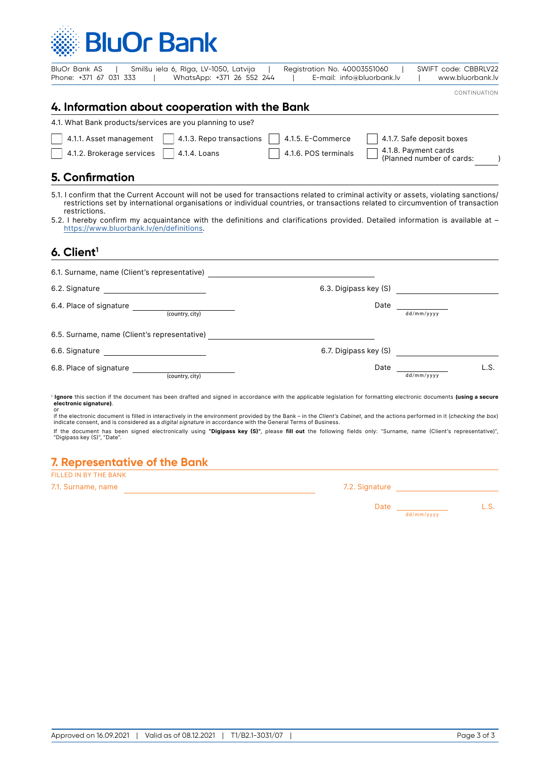BluOr Bank

BluOr Bank AS | Smilšu iela 6, Rīga, LV-1050, Latvija | Registration No. 40003551060 | SWIFT code: CBBRLV22
Phone: +371 67 031 333 | WhatsApp: +371 26 552 244 | E-mail: info@bluorbank.lv | www.bluorbank.lv

CONTINUATION

## 4. Information about cooperation with the Bank

4.1. What Bank products/services are you planning to use?

- ☐ 4.1.1. Asset management
- ☐ 4.1.2. Brokerage services
- ☐ 4.1.3. Repo transactions
- ☐ 4.1.4. Loans
- ☐ 4.1.5. E-Commerce
- ☐ 4.1.6. POS terminals
- ☐ 4.1.7. Safe deposit boxes
- ☐ 4.1.8. Payment cards (Planned number of cards: ______ )

## 5. Confirmation

5.1. I confirm that the Current Account will not be used for transactions related to criminal activity or assets, violating sanctions/ restrictions set by international organisations or individual countries, or transactions related to circumvention of transaction restrictions.

5.2. I hereby confirm my acquaintance with the definitions and clarifications provided. Detailed information is available at – https://www.bluorbank.lv/en/definitions.

## 6. Client[1]

6.1. Surname, name (Client's representative) ______________________

6.2. Signature ______________________ 6.3. Digipass key (S) ______________________

6.4. Place of signature ______________________ (country, city) Date __________ dd/mm/yyyy

6.5. Surname, name (Client's representative) ______________________

6.6. Signature ______________________ 6.7. Digipass key (S) ______________________

6.8. Place of signature ______________________ (country, city) Date __________ dd/mm/yyyy L.S.

[1] **Ignore** this section if the document has been drafted and signed in accordance with the applicable legislation for formatting electronic documents **(using a secure electronic signature)**.
or
if the electronic document is filled in interactively in the environment provided by the Bank – in the *Client's Cabinet*, and the actions performed in it (*checking the box*) indicate consent, and is considered as a *digital signature* in accordance with the General Terms of Business.

If the document has been signed electronically using **"Digipass key (S)"**, please **fill out** the following fields only: "Surname, name (Client's representative)", "Digipass key (S)", "Date".

## 7. Representative of the Bank

FILLED IN BY THE BANK

7.1. Surname, name ______________________ 7.2. Signature ______________________

Date __________ dd/mm/yyyy L.S.

Approved on 16.09.2021 | Valid as of 08.12.2021 | T1/B2.1-3031/07 |